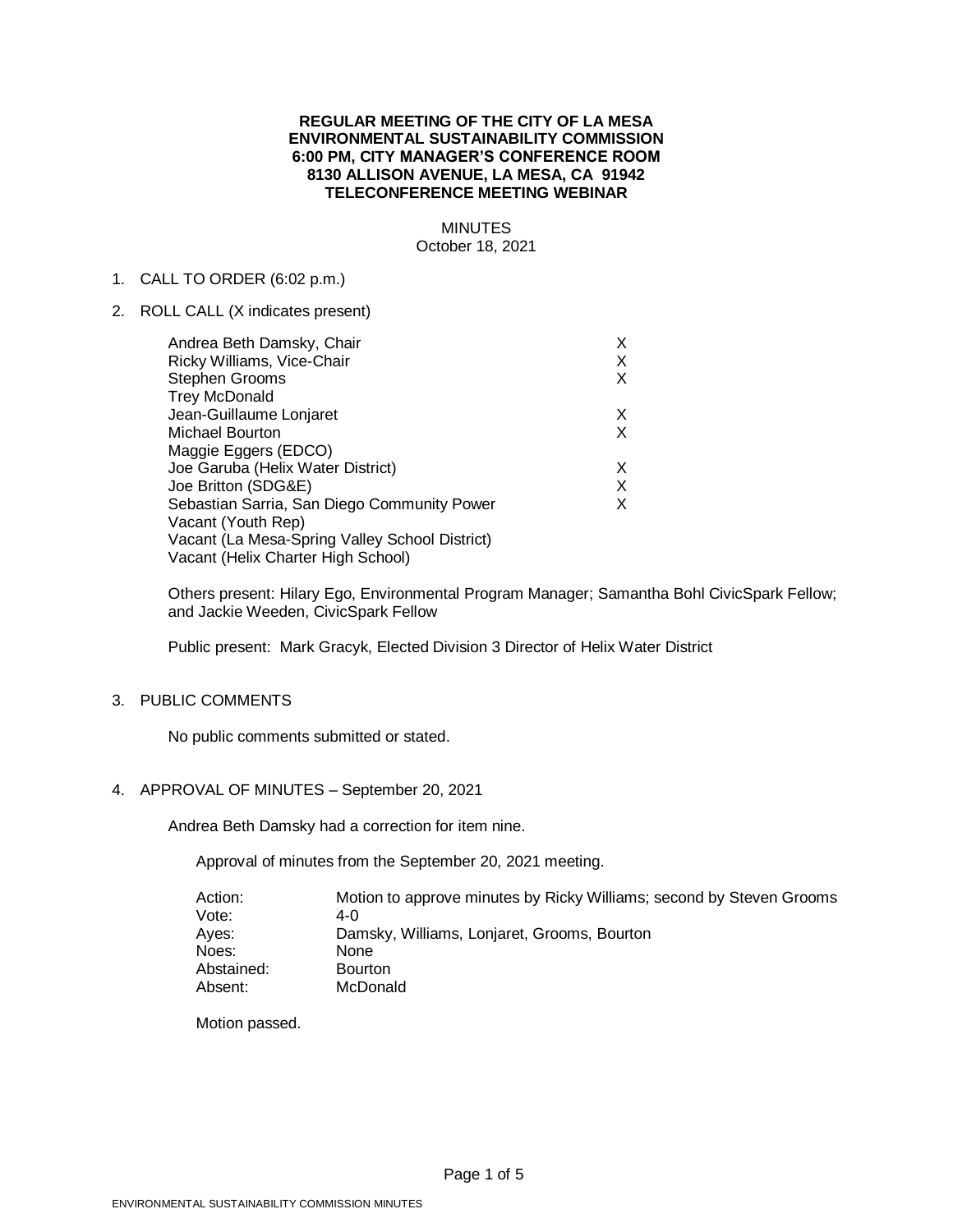**REGULAR MEETING OF THE CITY OF LA MESA**
**ENVIRONMENTAL SUSTAINABILITY COMMISSION**
**6:00 PM, CITY MANAGER'S CONFERENCE ROOM**
**8130 ALLISON AVENUE, LA MESA, CA 91942**
**TELECONFERENCE MEETING WEBINAR**

MINUTES
October 18, 2021

1. CALL TO ORDER (6:02 p.m.)

2. ROLL CALL (X indicates present)

| Name | Present |
|---|---|
| Andrea Beth Damsky, Chair | X |
| Ricky Williams, Vice-Chair | X |
| Stephen Grooms | X |
| Trey McDonald | |
| Jean-Guillaume Lonjaret | X |
| Michael Bourton | X |
| Maggie Eggers (EDCO) | |
| Joe Garuba (Helix Water District) | X |
| Joe Britton (SDG&E) | X |
| Sebastian Sarria, San Diego Community Power | X |
| Vacant (Youth Rep) | |
| Vacant (La Mesa-Spring Valley School District) | |
| Vacant (Helix Charter High School) | |

Others present: Hilary Ego, Environmental Program Manager; Samantha Bohl CivicSpark Fellow; and Jackie Weeden, CivicSpark Fellow

Public present: Mark Gracyk, Elected Division 3 Director of Helix Water District

3. PUBLIC COMMENTS

No public comments submitted or stated.

4. APPROVAL OF MINUTES – September 20, 2021

Andrea Beth Damsky had a correction for item nine.

Approval of minutes from the September 20, 2021 meeting.

| | |
|---|---|
| Action: | Motion to approve minutes by Ricky Williams; second by Steven Grooms |
| Vote: | 4-0 |
| Ayes: | Damsky, Williams, Lonjaret, Grooms, Bourton |
| Noes: | None |
| Abstained: | Bourton |
| Absent: | McDonald |

Motion passed.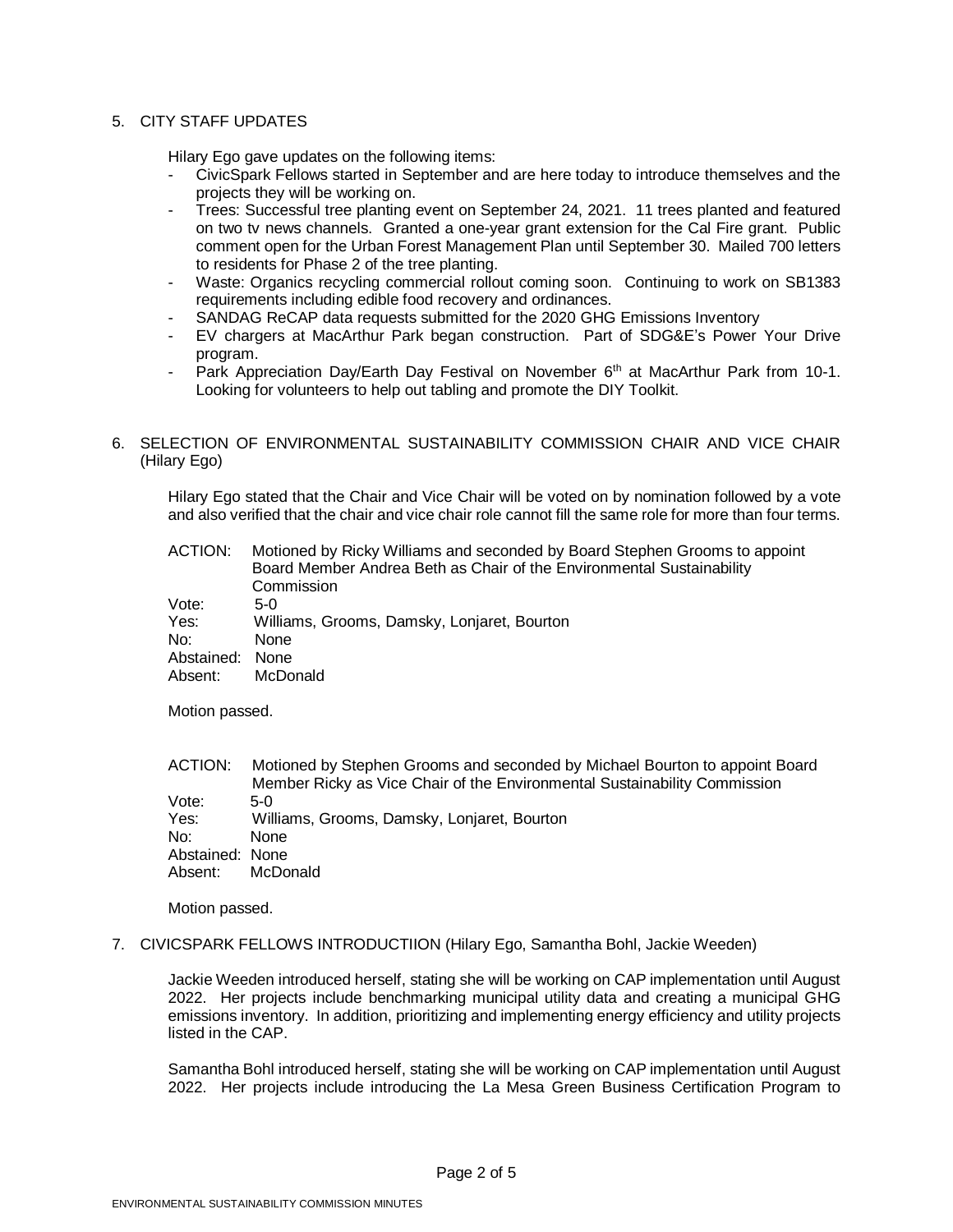5. CITY STAFF UPDATES

   Hilary Ego gave updates on the following items:

   - CivicSpark Fellows started in September and are here today to introduce themselves and the projects they will be working on.
   - Trees: Successful tree planting event on September 24, 2021. 11 trees planted and featured on two tv news channels. Granted a one-year grant extension for the Cal Fire grant. Public comment open for the Urban Forest Management Plan until September 30. Mailed 700 letters to residents for Phase 2 of the tree planting.
   - Waste: Organics recycling commercial rollout coming soon. Continuing to work on SB1383 requirements including edible food recovery and ordinances.
   - SANDAG ReCAP data requests submitted for the 2020 GHG Emissions Inventory
   - EV chargers at MacArthur Park began construction. Part of SDG&E's Power Your Drive program.
   - Park Appreciation Day/Earth Day Festival on November 6th at MacArthur Park from 10-1. Looking for volunteers to help out tabling and promote the DIY Toolkit.

6. SELECTION OF ENVIRONMENTAL SUSTAINABILITY COMMISSION CHAIR AND VICE CHAIR (Hilary Ego)

   Hilary Ego stated that the Chair and Vice Chair will be voted on by nomination followed by a vote and also verified that the chair and vice chair role cannot fill the same role for more than four terms.

   ACTION: Motioned by Ricky Williams and seconded by Board Stephen Grooms to appoint Board Member Andrea Beth as Chair of the Environmental Sustainability Commission
   Vote: 5-0
   Yes: Williams, Grooms, Damsky, Lonjaret, Bourton
   No: None
   Abstained: None
   Absent: McDonald

   Motion passed.

   ACTION: Motioned by Stephen Grooms and seconded by Michael Bourton to appoint Board Member Ricky as Vice Chair of the Environmental Sustainability Commission
   Vote: 5-0
   Yes: Williams, Grooms, Damsky, Lonjaret, Bourton
   No: None
   Abstained: None
   Absent: McDonald

   Motion passed.

7. CIVICSPARK FELLOWS INTRODUCTIION (Hilary Ego, Samantha Bohl, Jackie Weeden)

   Jackie Weeden introduced herself, stating she will be working on CAP implementation until August 2022. Her projects include benchmarking municipal utility data and creating a municipal GHG emissions inventory. In addition, prioritizing and implementing energy efficiency and utility projects listed in the CAP.

   Samantha Bohl introduced herself, stating she will be working on CAP implementation until August 2022. Her projects include introducing the La Mesa Green Business Certification Program to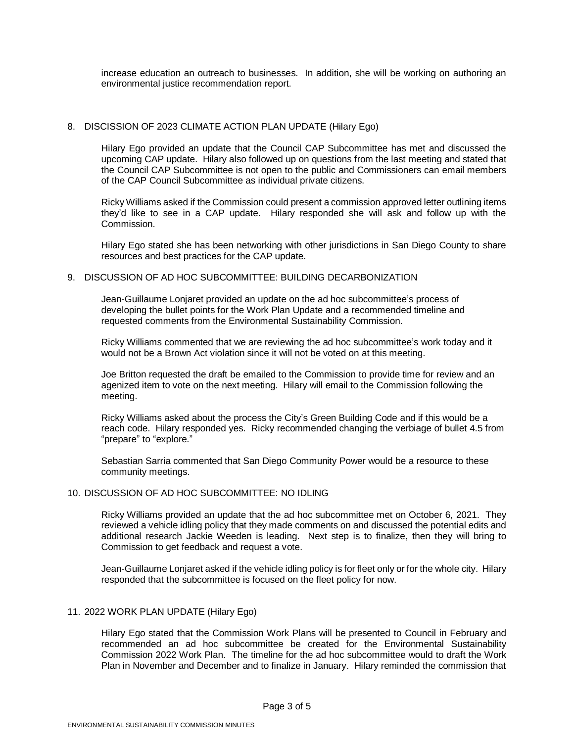increase education an outreach to businesses. In addition, she will be working on authoring an environmental justice recommendation report.

8. DISCISSION OF 2023 CLIMATE ACTION PLAN UPDATE (Hilary Ego)

   Hilary Ego provided an update that the Council CAP Subcommittee has met and discussed the upcoming CAP update. Hilary also followed up on questions from the last meeting and stated that the Council CAP Subcommittee is not open to the public and Commissioners can email members of the CAP Council Subcommittee as individual private citizens.

   Ricky Williams asked if the Commission could present a commission approved letter outlining items they'd like to see in a CAP update. Hilary responded she will ask and follow up with the Commission.

   Hilary Ego stated she has been networking with other jurisdictions in San Diego County to share resources and best practices for the CAP update.

9. DISCUSSION OF AD HOC SUBCOMMITTEE: BUILDING DECARBONIZATION

   Jean-Guillaume Lonjaret provided an update on the ad hoc subcommittee's process of developing the bullet points for the Work Plan Update and a recommended timeline and requested comments from the Environmental Sustainability Commission.

   Ricky Williams commented that we are reviewing the ad hoc subcommittee's work today and it would not be a Brown Act violation since it will not be voted on at this meeting.

   Joe Britton requested the draft be emailed to the Commission to provide time for review and an agenized item to vote on the next meeting. Hilary will email to the Commission following the meeting.

   Ricky Williams asked about the process the City's Green Building Code and if this would be a reach code. Hilary responded yes. Ricky recommended changing the verbiage of bullet 4.5 from "prepare" to "explore."

   Sebastian Sarria commented that San Diego Community Power would be a resource to these community meetings.

10. DISCUSSION OF AD HOC SUBCOMMITTEE: NO IDLING

    Ricky Williams provided an update that the ad hoc subcommittee met on October 6, 2021. They reviewed a vehicle idling policy that they made comments on and discussed the potential edits and additional research Jackie Weeden is leading. Next step is to finalize, then they will bring to Commission to get feedback and request a vote.

    Jean-Guillaume Lonjaret asked if the vehicle idling policy is for fleet only or for the whole city. Hilary responded that the subcommittee is focused on the fleet policy for now.

11. 2022 WORK PLAN UPDATE (Hilary Ego)

    Hilary Ego stated that the Commission Work Plans will be presented to Council in February and recommended an ad hoc subcommittee be created for the Environmental Sustainability Commission 2022 Work Plan. The timeline for the ad hoc subcommittee would to draft the Work Plan in November and December and to finalize in January. Hilary reminded the commission that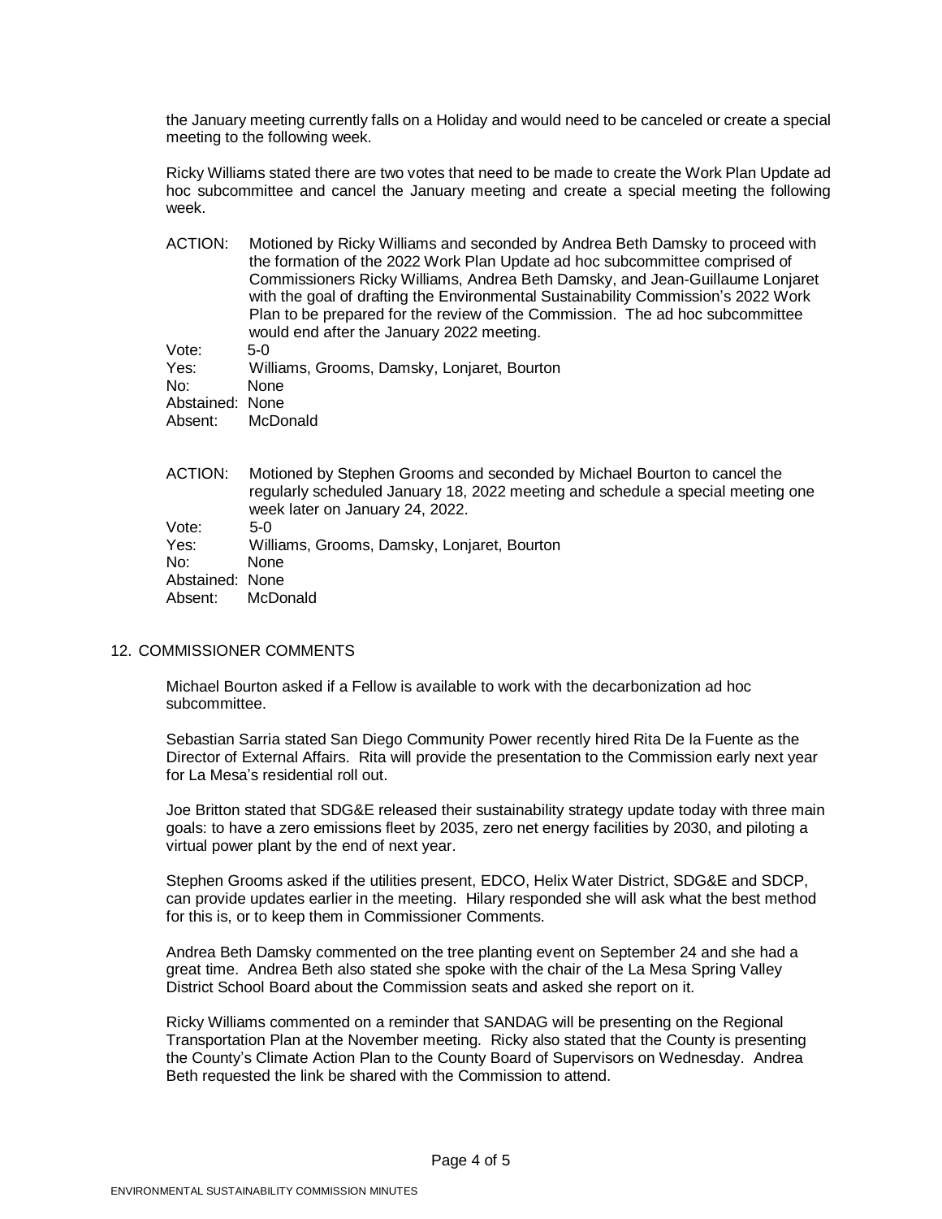the January meeting currently falls on a Holiday and would need to be canceled or create a special meeting to the following week.

Ricky Williams stated there are two votes that need to be made to create the Work Plan Update ad hoc subcommittee and cancel the January meeting and create a special meeting the following week.

ACTION: Motioned by Ricky Williams and seconded by Andrea Beth Damsky to proceed with the formation of the 2022 Work Plan Update ad hoc subcommittee comprised of Commissioners Ricky Williams, Andrea Beth Damsky, and Jean-Guillaume Lonjaret with the goal of drafting the Environmental Sustainability Commission's 2022 Work Plan to be prepared for the review of the Commission. The ad hoc subcommittee would end after the January 2022 meeting.

Vote: 5-0
Yes: Williams, Grooms, Damsky, Lonjaret, Bourton
No: None
Abstained: None
Absent: McDonald

ACTION: Motioned by Stephen Grooms and seconded by Michael Bourton to cancel the regularly scheduled January 18, 2022 meeting and schedule a special meeting one week later on January 24, 2022.

Vote: 5-0
Yes: Williams, Grooms, Damsky, Lonjaret, Bourton
No: None
Abstained: None
Absent: McDonald

## 12. COMMISSIONER COMMENTS

Michael Bourton asked if a Fellow is available to work with the decarbonization ad hoc subcommittee.

Sebastian Sarria stated San Diego Community Power recently hired Rita De la Fuente as the Director of External Affairs. Rita will provide the presentation to the Commission early next year for La Mesa's residential roll out.

Joe Britton stated that SDG&E released their sustainability strategy update today with three main goals: to have a zero emissions fleet by 2035, zero net energy facilities by 2030, and piloting a virtual power plant by the end of next year.

Stephen Grooms asked if the utilities present, EDCO, Helix Water District, SDG&E and SDCP, can provide updates earlier in the meeting. Hilary responded she will ask what the best method for this is, or to keep them in Commissioner Comments.

Andrea Beth Damsky commented on the tree planting event on September 24 and she had a great time. Andrea Beth also stated she spoke with the chair of the La Mesa Spring Valley District School Board about the Commission seats and asked she report on it.

Ricky Williams commented on a reminder that SANDAG will be presenting on the Regional Transportation Plan at the November meeting. Ricky also stated that the County is presenting the County's Climate Action Plan to the County Board of Supervisors on Wednesday. Andrea Beth requested the link be shared with the Commission to attend.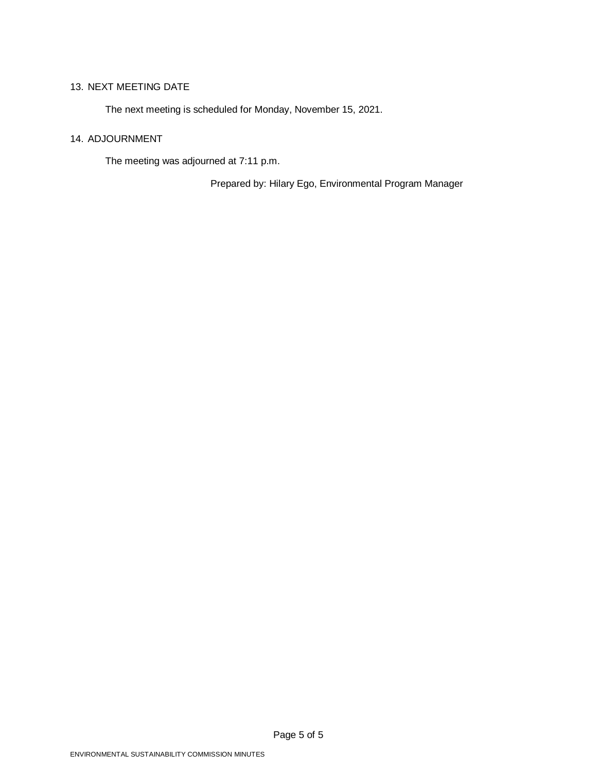## 13. NEXT MEETING DATE

The next meeting is scheduled for Monday, November 15, 2021.

## 14. ADJOURNMENT

The meeting was adjourned at 7:11 p.m.

Prepared by: Hilary Ego, Environmental Program Manager